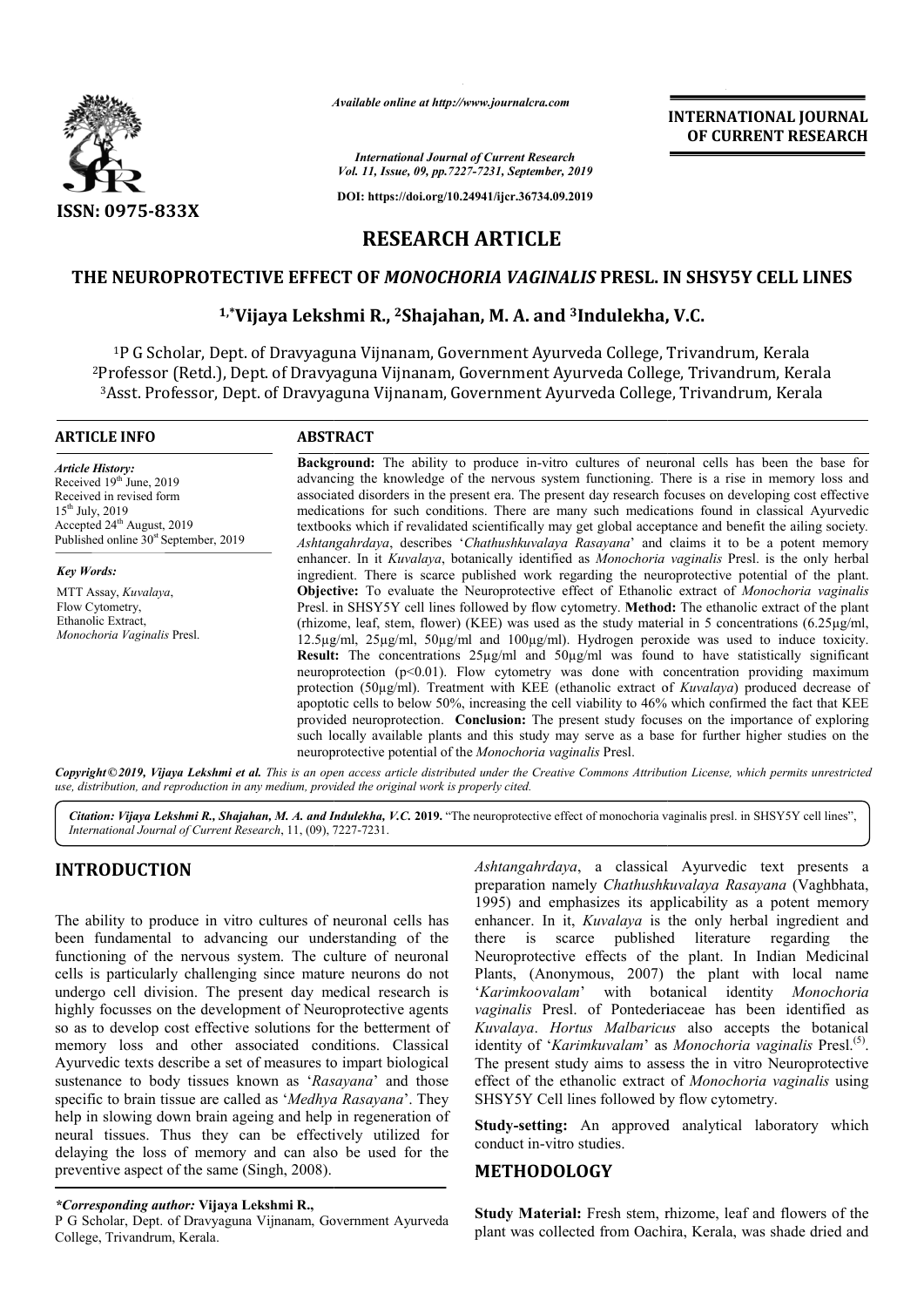*Available online at http://www.journalcra.com*

*International Journal of Current Research*
*Vol. 11, Issue, 09, pp.7227-7231, September, 2019*

**DOI: https://doi.org/10.24941/ijcr.36734.09.2019**

**INTERNATIONAL JOURNAL OF CURRENT RESEARCH**

**ISSN: 0975-833X**

# RESEARCH ARTICLE

## THE NEUROPROTECTIVE EFFECT OF *MONOCHORIA VAGINALIS* PRESL. IN SHSY5Y CELL LINES

**[1,*]Vijaya Lekshmi R., [2]Shajahan, M. A. and [3]Indulekha, V.C.**

[1]P G Scholar, Dept. of Dravyaguna Vijnanam, Government Ayurveda College, Trivandrum, Kerala
[2]Professor (Retd.), Dept. of Dravyaguna Vijnanam, Government Ayurveda College, Trivandrum, Kerala
[3]Asst. Professor, Dept. of Dravyaguna Vijnanam, Government Ayurveda College, Trivandrum, Kerala

### ARTICLE INFO

*Article History:*
Received 19th June, 2019
Received in revised form
15th July, 2019
Accepted 24th August, 2019
Published online 30st September, 2019

*Key Words:*
MTT Assay, *Kuvalaya*,
Flow Cytometry,
Ethanolic Extract,
*Monochoria Vaginalis* Presl.

### ABSTRACT

**Background:** The ability to produce in-vitro cultures of neuronal cells has been the base for advancing the knowledge of the nervous system functioning. There is a rise in memory loss and associated disorders in the present era. The present day research focuses on developing cost effective medications for such conditions. There are many such medications found in classical Ayurvedic textbooks which if revalidated scientifically may get global acceptance and benefit the ailing society. *Ashtangahrdaya*, describes '*Chathushkuvalaya Rasayana*' and claims it to be a potent memory enhancer. In it *Kuvalaya*, botanically identified as *Monochoria vaginalis* Presl. is the only herbal ingredient. There is scarce published work regarding the neuroprotective potential of the plant. **Objective:** To evaluate the Neuroprotective effect of Ethanolic extract of *Monochoria vaginalis* Presl. in SHSY5Y cell lines followed by flow cytometry. **Method:** The ethanolic extract of the plant (rhizome, leaf, stem, flower) (KEE) was used as the study material in 5 concentrations (6.25µg/ml, 12.5µg/ml, 25µg/ml, 50µg/ml and 100µg/ml). Hydrogen peroxide was used to induce toxicity. **Result:** The concentrations 25µg/ml and 50µg/ml was found to have statistically significant neuroprotection ($p<0.01$). Flow cytometry was done with concentration providing maximum protection (50µg/ml). Treatment with KEE (ethanolic extract of *Kuvalaya*) produced decrease of apoptotic cells to below 50%, increasing the cell viability to 46% which confirmed the fact that KEE provided neuroprotection. **Conclusion:** The present study focuses on the importance of exploring such locally available plants and this study may serve as a base for further higher studies on the neuroprotective potential of the *Monochoria vaginalis* Presl.

*Copyright©2019, Vijaya Lekshmi et al. This is an open access article distributed under the Creative Commons Attribution License, which permits unrestricted use, distribution, and reproduction in any medium, provided the original work is properly cited.*

*Citation: Vijaya Lekshmi R., Shajahan, M. A. and Indulekha, V.C.* **2019.** "The neuroprotective effect of monochoria vaginalis presl. in SHSY5Y cell lines", *International Journal of Current Research*, 11, (09), 7227-7231.

## INTRODUCTION

The ability to produce in vitro cultures of neuronal cells has been fundamental to advancing our understanding of the functioning of the nervous system. The culture of neuronal cells is particularly challenging since mature neurons do not undergo cell division. The present day medical research is highly focusses on the development of Neuroprotective agents so as to develop cost effective solutions for the betterment of memory loss and other associated conditions. Classical Ayurvedic texts describe a set of measures to impart biological sustenance to body tissues known as '*Rasayana*' and those specific to brain tissue are called as '*Medhya Rasayana*'. They help in slowing down brain ageing and help in regeneration of neural tissues. Thus they can be effectively utilized for delaying the loss of memory and can also be used for the preventive aspect of the same (Singh, 2008).

*Ashtangahrdaya*, a classical Ayurvedic text presents a preparation namely *Chathushkuvalaya Rasayana* (Vaghbhata, 1995) and emphasizes its applicability as a potent memory enhancer. In it, *Kuvalaya* is the only herbal ingredient and there is scarce published literature regarding the Neuroprotective effects of the plant. In Indian Medicinal Plants, (Anonymous, 2007) the plant with local name '*Karimkoovalam*' with botanical identity *Monochoria vaginalis* Presl. of Pontederiaceae has been identified as *Kuvalaya*. *Hortus Malbaricus* also accepts the botanical identity of '*Karimkuvalam*' as *Monochoria vaginalis* Presl.[5]. The present study aims to assess the in vitro Neuroprotective effect of the ethanolic extract of *Monochoria vaginalis* using SHSY5Y Cell lines followed by flow cytometry.

**Study-setting:** An approved analytical laboratory which conduct in-vitro studies.

## METHODOLOGY

**Study Material:** Fresh stem, rhizome, leaf and flowers of the plant was collected from Oachira, Kerala, was shade dried and

*\*Corresponding author:* **Vijaya Lekshmi R.,**
P G Scholar, Dept. of Dravyaguna Vijnanam, Government Ayurveda College, Trivandrum, Kerala.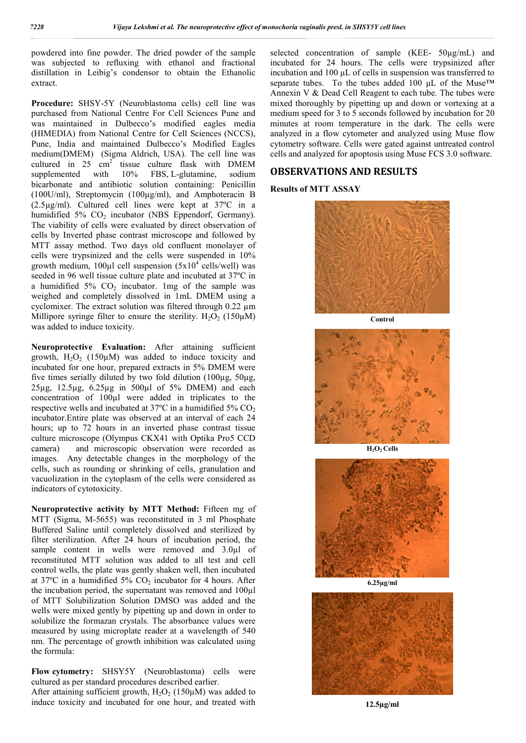powdered into fine powder. The dried powder of the sample was subjected to refluxing with ethanol and fractional distillation in Leibig's condensor to obtain the Ethanolic extract.

**Procedure:** SHSY-5Y (Neuroblastoma cells) cell line was purchased from National Centre For Cell Sciences Pune and was maintained in Dulbecco's modified eagles media (HIMEDIA) from National Centre for Cell Sciences (NCCS), Pune, India and maintained Dulbecco's Modified Eagles medium(DMEM) (Sigma Aldrich, USA). The cell line was cultured in 25 cm$^2$ tissue culture flask with DMEM supplemented with 10% FBS, L-glutamine, sodium bicarbonate and antibiotic solution containing: Penicillin (100U/ml), Streptomycin (100µg/ml), and Amphoteracin B (2.5µg/ml). Cultured cell lines were kept at 37ºC in a humidified 5% $CO_2$ incubator (NBS Eppendorf, Germany). The viability of cells were evaluated by direct observation of cells by Inverted phase contrast microscope and followed by MTT assay method. Two days old confluent monolayer of cells were trypsinized and the cells were suspended in 10% growth medium, 100µl cell suspension (5x10$^4$ cells/well) was seeded in 96 well tissue culture plate and incubated at 37ºC in a humidified 5% $CO_2$ incubator. 1mg of the sample was weighed and completely dissolved in 1mL DMEM using a cyclomixer. The extract solution was filtered through 0.22 µm Millipore syringe filter to ensure the sterility. $H_2O_2$ (150µM) was added to induce toxicity.

**Neuroprotective Evaluation:** After attaining sufficient growth, $H_2O_2$ (150µM) was added to induce toxicity and incubated for one hour, prepared extracts in 5% DMEM were five times serially diluted by two fold dilution (100µg, 50µg, 25µg, 12.5µg, 6.25µg in 500µl of 5% DMEM) and each concentration of 100µl were added in triplicates to the respective wells and incubated at 37ºC in a humidified 5% $CO_2$ incubator.Entire plate was observed at an interval of each 24 hours; up to 72 hours in an inverted phase contrast tissue culture microscope (Olympus CKX41 with Optika Pro5 CCD camera) and microscopic observation were recorded as images. Any detectable changes in the morphology of the cells, such as rounding or shrinking of cells, granulation and vacuolization in the cytoplasm of the cells were considered as indicators of cytotoxicity.

**Neuroprotective activity by MTT Method:** Fifteen mg of MTT (Sigma, M-5655) was reconstituted in 3 ml Phosphate Buffered Saline until completely dissolved and sterilized by filter sterilization. After 24 hours of incubation period, the sample content in wells were removed and 3.0µl of reconstituted MTT solution was added to all test and cell control wells, the plate was gently shaken well, then incubated at 37ºC in a humidified 5% $CO_2$ incubator for 4 hours. After the incubation period, the supernatant was removed and 100µl of MTT Solubilization Solution DMSO was added and the wells were mixed gently by pipetting up and down in order to solubilize the formazan crystals. The absorbance values were measured by using microplate reader at a wavelength of 540 nm. The percentage of growth inhibition was calculated using the formula:

**Flow cytometry:** SHSY5Y (Neuroblastoma) cells were cultured as per standard procedures described earlier.
After attaining sufficient growth, $H_2O_2$ (150µM) was added to induce toxicity and incubated for one hour, and treated with selected concentration of sample (KEE- 50µg/mL) and incubated for 24 hours. The cells were trypsinized after incubation and 100 µL of cells in suspension was transferred to separate tubes. To the tubes added 100 µL of the Muse™ Annexin V & Dead Cell Reagent to each tube. The tubes were mixed thoroughly by pipetting up and down or vortexing at a medium speed for 3 to 5 seconds followed by incubation for 20 minutes at room temperature in the dark. The cells were analyzed in a flow cytometer and analyzed using Muse flow cytometry software. Cells were gated against untreated control cells and analyzed for apoptosis using Muse FCS 3.0 software.

## OBSERVATIONS AND RESULTS

**Results of MTT ASSAY**

Control

$H_2O_2$ Cells

6.25µg/ml

12.5µg/ml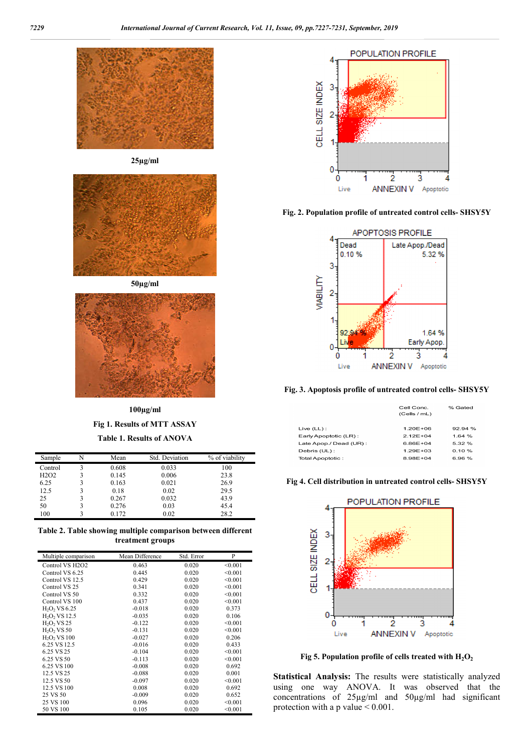25µg/ml

50µg/ml

100µg/ml

Fig 1. Results of MTT ASSAY

Table 1. Results of ANOVA

| Sample | N | Mean | Std. Deviation | % of viability |
|---|---|---|---|---|
| Control | 3 | 0.608 | 0.033 | 100 |
| H2O2 | 3 | 0.145 | 0.006 | 23.8 |
| 6.25 | 3 | 0.163 | 0.021 | 26.9 |
| 12.5 | 3 | 0.18 | 0.02 | 29.5 |
| 25 | 3 | 0.267 | 0.032 | 43.9 |
| 50 | 3 | 0.276 | 0.03 | 45.4 |
| 100 | 3 | 0.172 | 0.02 | 28.2 |

Table 2. Table showing multiple comparison between different treatment groups

| Multiple comparison | Mean Difference | Std. Error | P |
|---|---|---|---|
| Control VS H2O2 | 0.463 | 0.020 | <0.001 |
| Control VS 6.25 | 0.445 | 0.020 | <0.001 |
| Control VS 12.5 | 0.429 | 0.020 | <0.001 |
| Control VS 25 | 0.341 | 0.020 | <0.001 |
| Control VS 50 | 0.332 | 0.020 | <0.001 |
| Control VS 100 | 0.437 | 0.020 | <0.001 |
| $H_2O_2$ VS 6.25 | -0.018 | 0.020 | 0.373 |
| $H_2O_2$ VS 12.5 | -0.035 | 0.020 | 0.106 |
| $H_2O_2$ VS 25 | -0.122 | 0.020 | <0.001 |
| $H_2O_2$ VS 50 | -0.131 | 0.020 | <0.001 |
| $H_2O_2$ VS 100 | -0.027 | 0.020 | 0.206 |
| 6.25 VS 12.5 | -0.016 | 0.020 | 0.433 |
| 6.25 VS 25 | -0.104 | 0.020 | <0.001 |
| 6.25 VS 50 | -0.113 | 0.020 | <0.001 |
| 6.25 VS 100 | -0.008 | 0.020 | 0.692 |
| 12.5 VS 25 | -0.088 | 0.020 | 0.001 |
| 12.5 VS 50 | -0.097 | 0.020 | <0.001 |
| 12.5 VS 100 | 0.008 | 0.020 | 0.692 |
| 25 VS 50 | -0.009 | 0.020 | 0.652 |
| 25 VS 100 | 0.096 | 0.020 | <0.001 |
| 50 VS 100 | 0.105 | 0.020 | <0.001 |

Fig. 2. Population profile of untreated control cells- SHSY5Y

Fig. 3. Apoptosis profile of untreated control cells- SHSY5Y

| | Cell Conc. (Cells / mL) | % Gated |
|---|---|---|
| Live (LL) : | 1.20E+06 | 92.94 % |
| Early Apoptotic (LR) : | 2.12E+04 | 1.64 % |
| Late Apop./Dead (UR) : | 6.86E+04 | 5.32 % |
| Debris (UL) : | 1.29E+03 | 0.10 % |
| Total Apoptotic : | 8.98E+04 | 6.96 % |

Fig 4. Cell distribution in untreated control cells- SHSY5Y

Fig 5. Population profile of cells treated with $H_2O_2$

**Statistical Analysis:** The results were statistically analyzed using one way ANOVA. It was observed that the concentrations of 25µg/ml and 50µg/ml had significant protection with a p value < 0.001.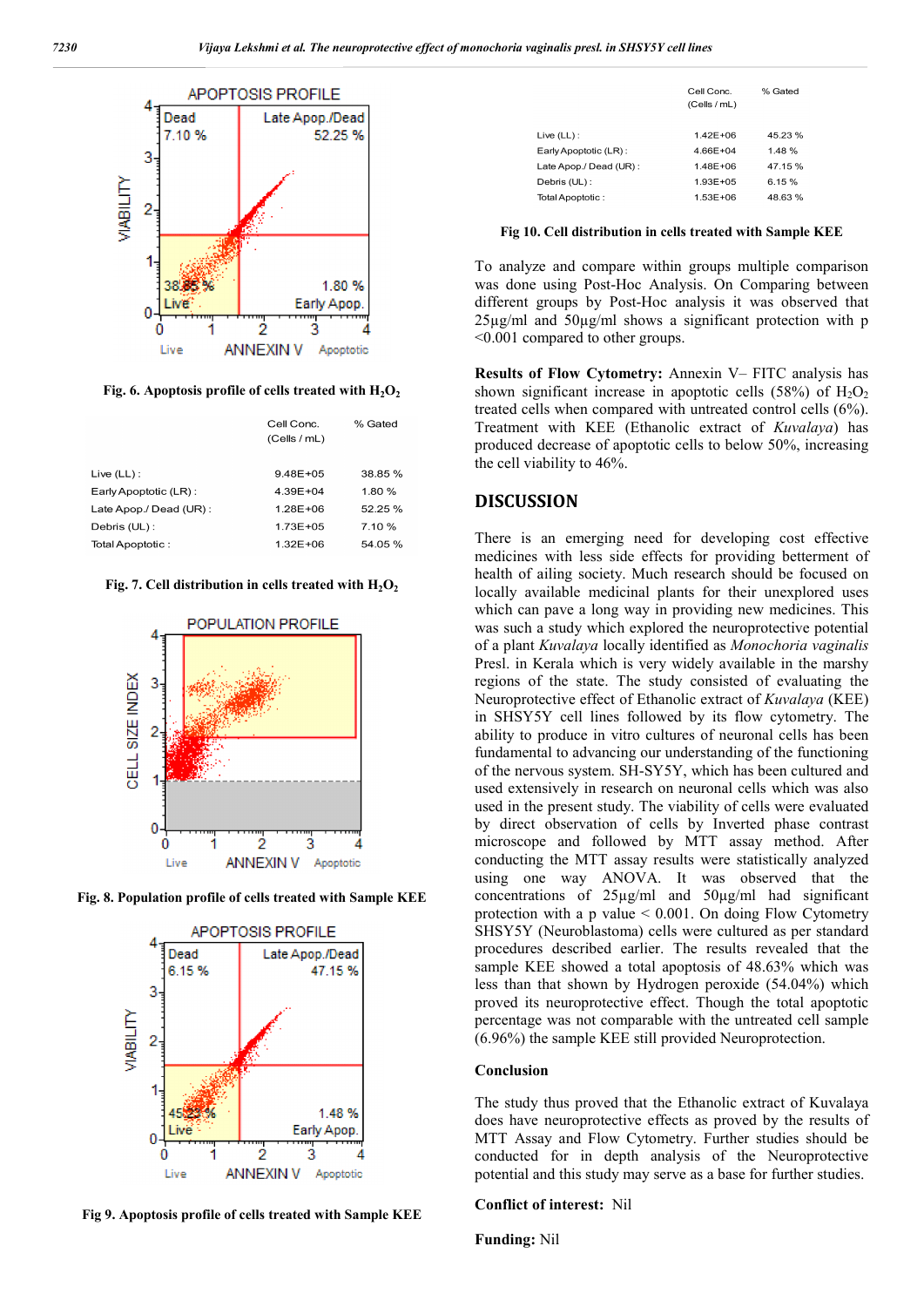Fig. 6. Apoptosis profile of cells treated with $H_2O_2$

| | Cell Conc. (Cells / mL) | % Gated |
|---|---|---|
| Live (LL) : | 9.48E+05 | 38.85 % |
| Early Apoptotic (LR) : | 4.39E+04 | 1.80 % |
| Late Apop./ Dead (UR) : | 1.28E+06 | 52.25 % |
| Debris (UL) : | 1.73E+05 | 7.10 % |
| Total Apoptotic : | 1.32E+06 | 54.05 % |

Fig. 7. Cell distribution in cells treated with $H_2O_2$

Fig. 8. Population profile of cells treated with Sample KEE

Fig 9. Apoptosis profile of cells treated with Sample KEE

| | Cell Conc. (Cells / mL) | % Gated |
|---|---|---|
| Live (LL) : | 1.42E+06 | 45.23 % |
| Early Apoptotic (LR) : | 4.66E+04 | 1.48 % |
| Late Apop./ Dead (UR) : | 1.48E+06 | 47.15 % |
| Debris (UL) : | 1.93E+05 | 6.15 % |
| Total Apoptotic : | 1.53E+06 | 48.63 % |

Fig 10. Cell distribution in cells treated with Sample KEE

To analyze and compare within groups multiple comparison was done using Post-Hoc Analysis. On Comparing between different groups by Post-Hoc analysis it was observed that 25µg/ml and 50µg/ml shows a significant protection with p <0.001 compared to other groups.

**Results of Flow Cytometry:** Annexin V– FITC analysis has shown significant increase in apoptotic cells (58%) of $H_2O_2$ treated cells when compared with untreated control cells (6%). Treatment with KEE (Ethanolic extract of *Kuvalaya*) has produced decrease of apoptotic cells to below 50%, increasing the cell viability to 46%.

## DISCUSSION

There is an emerging need for developing cost effective medicines with less side effects for providing betterment of health of ailing society. Much research should be focused on locally available medicinal plants for their unexplored uses which can pave a long way in providing new medicines. This was such a study which explored the neuroprotective potential of a plant *Kuvalaya* locally identified as *Monochoria vaginalis* Presl. in Kerala which is very widely available in the marshy regions of the state. The study consisted of evaluating the Neuroprotective effect of Ethanolic extract of *Kuvalaya* (KEE) in SHSY5Y cell lines followed by its flow cytometry. The ability to produce in vitro cultures of neuronal cells has been fundamental to advancing our understanding of the functioning of the nervous system. SH-SY5Y, which has been cultured and used extensively in research on neuronal cells which was also used in the present study. The viability of cells were evaluated by direct observation of cells by Inverted phase contrast microscope and followed by MTT assay method. After conducting the MTT assay results were statistically analyzed using one way ANOVA. It was observed that the concentrations of 25µg/ml and 50µg/ml had significant protection with a p value < 0.001. On doing Flow Cytometry SHSY5Y (Neuroblastoma) cells were cultured as per standard procedures described earlier. The results revealed that the sample KEE showed a total apoptosis of 48.63% which was less than that shown by Hydrogen peroxide (54.04%) which proved its neuroprotective effect. Though the total apoptotic percentage was not comparable with the untreated cell sample (6.96%) the sample KEE still provided Neuroprotection.

### Conclusion

The study thus proved that the Ethanolic extract of Kuvalaya does have neuroprotective effects as proved by the results of MTT Assay and Flow Cytometry. Further studies should be conducted for in depth analysis of the Neuroprotective potential and this study may serve as a base for further studies.

**Conflict of interest:** Nil

**Funding:** Nil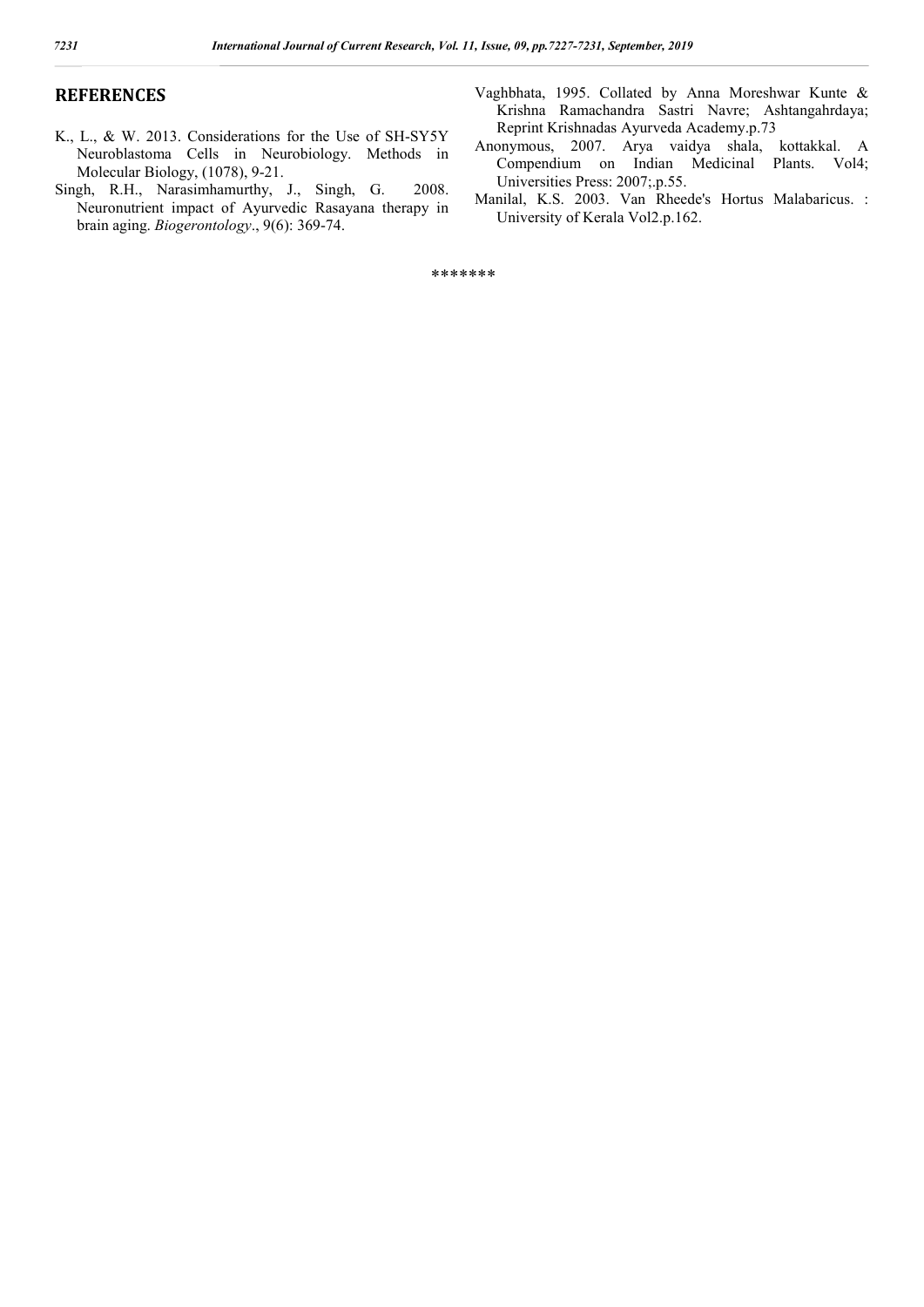## REFERENCES

K., L., & W. 2013. Considerations for the Use of SH-SY5Y Neuroblastoma Cells in Neurobiology. Methods in Molecular Biology, (1078), 9-21.

Singh, R.H., Narasimhamurthy, J., Singh, G. 2008. Neuronutrient impact of Ayurvedic Rasayana therapy in brain aging. *Biogerontology*., 9(6): 369-74.

Vaghbhata, 1995. Collated by Anna Moreshwar Kunte & Krishna Ramachandra Sastri Navre; Ashtangahrdaya; Reprint Krishnadas Ayurveda Academy.p.73

Anonymous, 2007. Arya vaidya shala, kottakkal. A Compendium on Indian Medicinal Plants. Vol4; Universities Press: 2007;.p.55.

Manilal, K.S. 2003. Van Rheede's Hortus Malabaricus. : University of Kerala Vol2.p.162.

*******